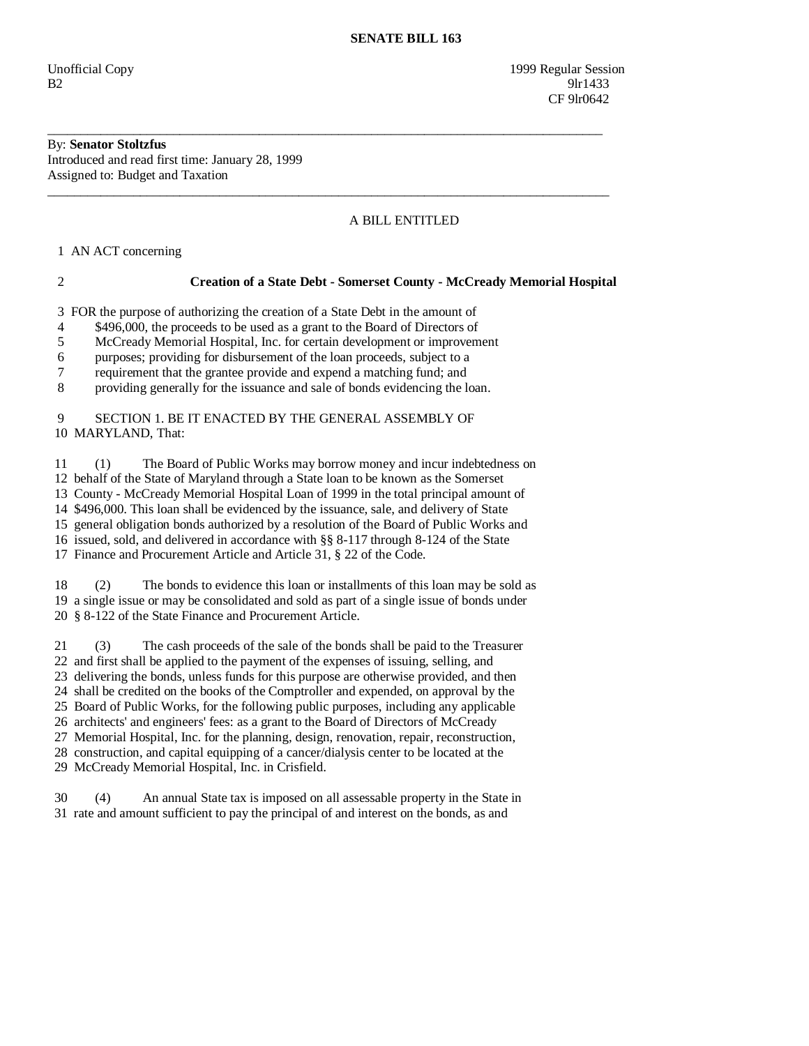# SENATE BILL 163

Unofficial Copy 1999 Regular Session
B2 9lr1433
CF 9lr0642

---

By: **Senator Stoltzfus**
Introduced and read first time: January 28, 1999
Assigned to: Budget and Taxation

---

A BILL ENTITLED

1 AN ACT concerning

2 **Creation of a State Debt - Somerset County - McCready Memorial Hospital**

3 FOR the purpose of authorizing the creation of a State Debt in the amount of
4 $496,000, the proceeds to be used as a grant to the Board of Directors of
5 McCready Memorial Hospital, Inc. for certain development or improvement
6 purposes; providing for disbursement of the loan proceeds, subject to a
7 requirement that the grantee provide and expend a matching fund; and
8 providing generally for the issuance and sale of bonds evidencing the loan.

9 SECTION 1. BE IT ENACTED BY THE GENERAL ASSEMBLY OF
10 MARYLAND, That:

11 (1) The Board of Public Works may borrow money and incur indebtedness on
12 behalf of the State of Maryland through a State loan to be known as the Somerset
13 County - McCready Memorial Hospital Loan of 1999 in the total principal amount of
14 $496,000. This loan shall be evidenced by the issuance, sale, and delivery of State
15 general obligation bonds authorized by a resolution of the Board of Public Works and
16 issued, sold, and delivered in accordance with §§ 8-117 through 8-124 of the State
17 Finance and Procurement Article and Article 31, § 22 of the Code.

18 (2) The bonds to evidence this loan or installments of this loan may be sold as
19 a single issue or may be consolidated and sold as part of a single issue of bonds under
20 § 8-122 of the State Finance and Procurement Article.

21 (3) The cash proceeds of the sale of the bonds shall be paid to the Treasurer
22 and first shall be applied to the payment of the expenses of issuing, selling, and
23 delivering the bonds, unless funds for this purpose are otherwise provided, and then
24 shall be credited on the books of the Comptroller and expended, on approval by the
25 Board of Public Works, for the following public purposes, including any applicable
26 architects' and engineers' fees: as a grant to the Board of Directors of McCready
27 Memorial Hospital, Inc. for the planning, design, renovation, repair, reconstruction,
28 construction, and capital equipping of a cancer/dialysis center to be located at the
29 McCready Memorial Hospital, Inc. in Crisfield.

30 (4) An annual State tax is imposed on all assessable property in the State in
31 rate and amount sufficient to pay the principal of and interest on the bonds, as and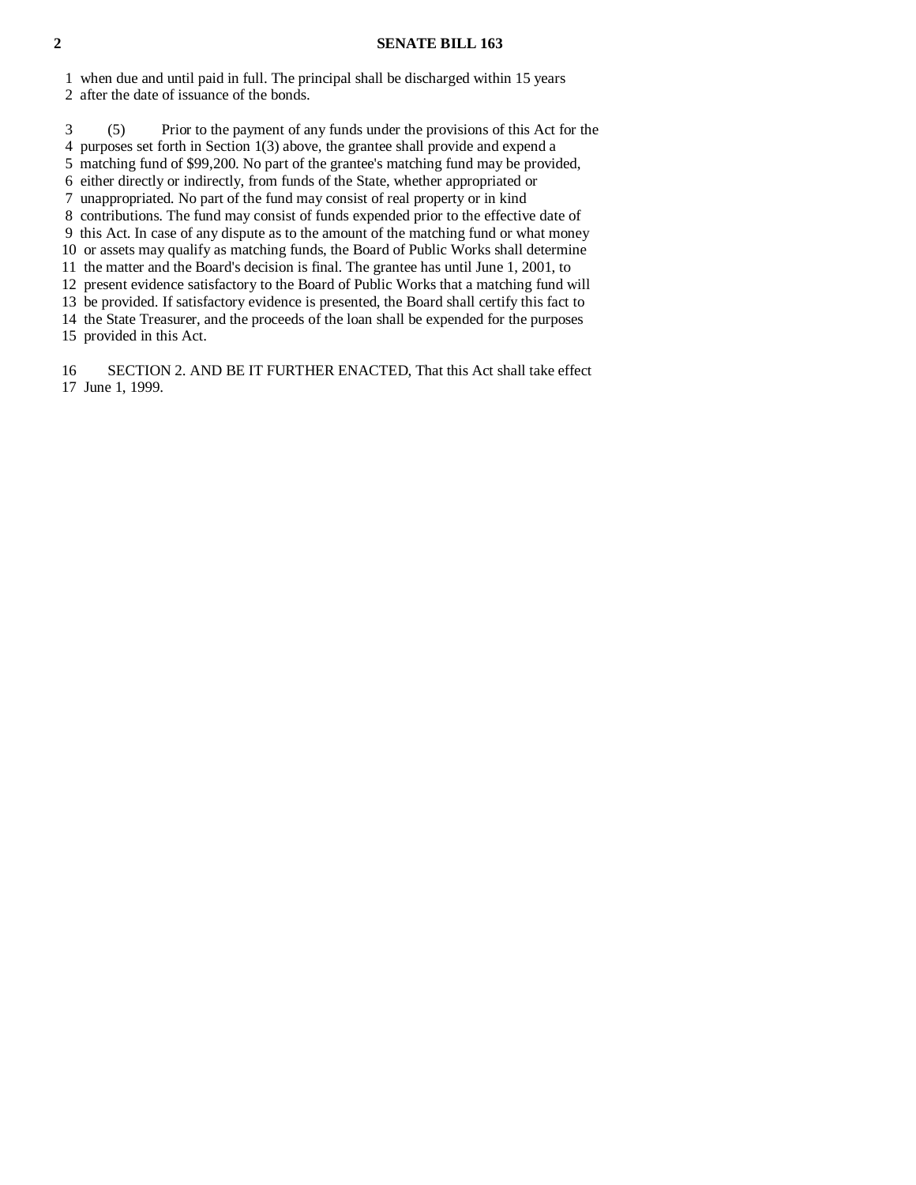when due and until paid in full. The principal shall be discharged within 15 years after the date of issuance of the bonds.

(5) Prior to the payment of any funds under the provisions of this Act for the purposes set forth in Section 1(3) above, the grantee shall provide and expend a matching fund of $99,200. No part of the grantee's matching fund may be provided, either directly or indirectly, from funds of the State, whether appropriated or unappropriated. No part of the fund may consist of real property or in kind contributions. The fund may consist of funds expended prior to the effective date of this Act. In case of any dispute as to the amount of the matching fund or what money or assets may qualify as matching funds, the Board of Public Works shall determine the matter and the Board's decision is final. The grantee has until June 1, 2001, to present evidence satisfactory to the Board of Public Works that a matching fund will be provided. If satisfactory evidence is presented, the Board shall certify this fact to the State Treasurer, and the proceeds of the loan shall be expended for the purposes provided in this Act.

SECTION 2. AND BE IT FURTHER ENACTED, That this Act shall take effect June 1, 1999.